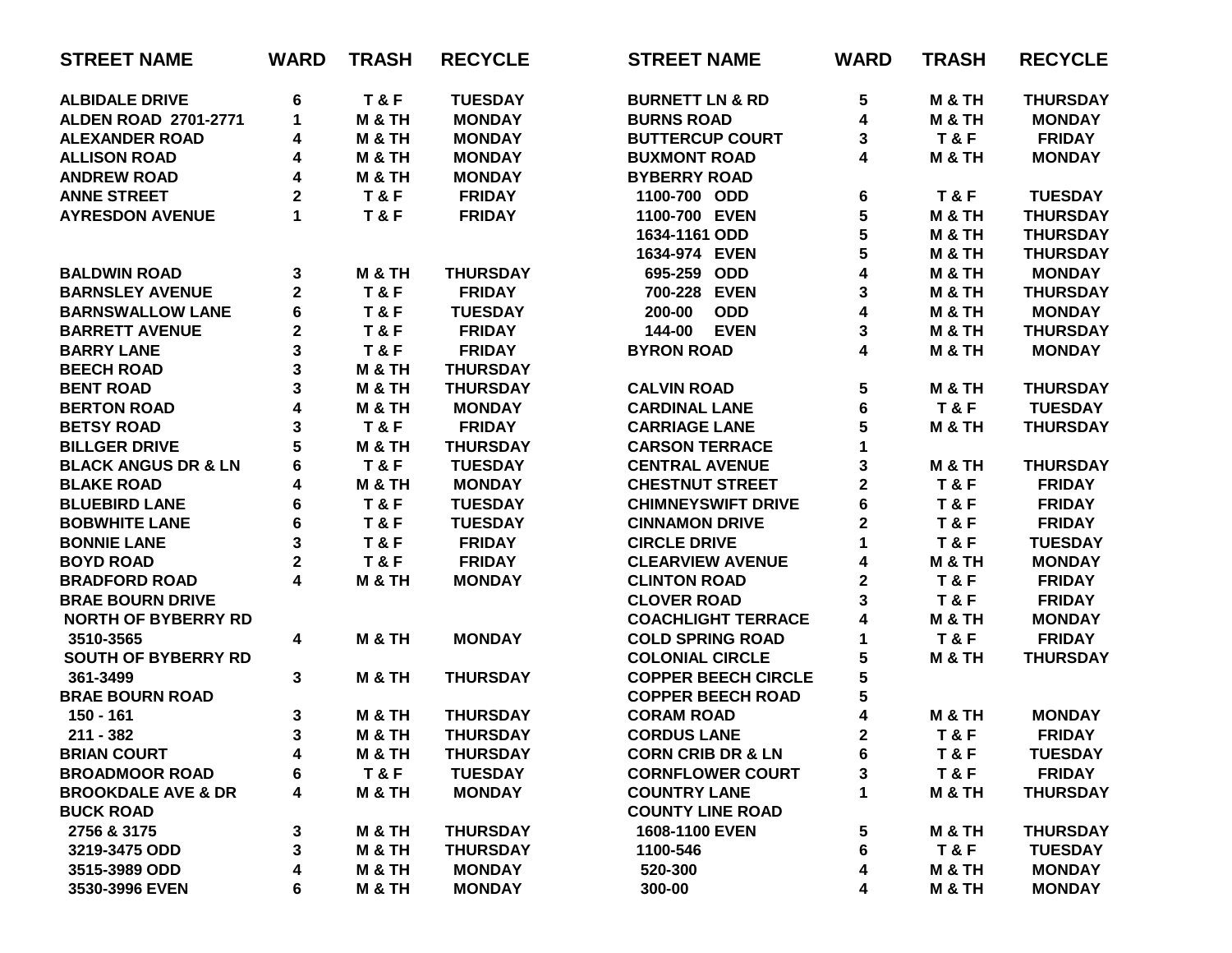| STREET NAME | WARD | TRASH | RECYCLE |
|---|---|---|---|
| ALBIDALE DRIVE | 6 | T & F | TUESDAY |
| ALDEN ROAD 2701-2771 | 1 | M & TH | MONDAY |
| ALEXANDER ROAD | 4 | M & TH | MONDAY |
| ALLISON ROAD | 4 | M & TH | MONDAY |
| ANDREW ROAD | 4 | M & TH | MONDAY |
| ANNE STREET | 2 | T & F | FRIDAY |
| AYRESDON AVENUE | 1 | T & F | FRIDAY |
| | | | |
| BALDWIN ROAD | 3 | M & TH | THURSDAY |
| BARNSLEY AVENUE | 2 | T & F | FRIDAY |
| BARNSWALLOW LANE | 6 | T & F | TUESDAY |
| BARRETT AVENUE | 2 | T & F | FRIDAY |
| BARRY LANE | 3 | T & F | FRIDAY |
| BEECH ROAD | 3 | M & TH | THURSDAY |
| BENT ROAD | 3 | M & TH | THURSDAY |
| BERTON ROAD | 4 | M & TH | MONDAY |
| BETSY ROAD | 3 | T & F | FRIDAY |
| BILLGER DRIVE | 5 | M & TH | THURSDAY |
| BLACK ANGUS DR & LN | 6 | T & F | TUESDAY |
| BLAKE ROAD | 4 | M & TH | MONDAY |
| BLUEBIRD LANE | 6 | T & F | TUESDAY |
| BOBWHITE LANE | 6 | T & F | TUESDAY |
| BONNIE LANE | 3 | T & F | FRIDAY |
| BOYD ROAD | 2 | T & F | FRIDAY |
| BRADFORD ROAD | 4 | M & TH | MONDAY |
| BRAE BOURN DRIVE | | | |
| NORTH OF BYBERRY RD | | | |
| 3510-3565 | 4 | M & TH | MONDAY |
| SOUTH OF BYBERRY RD | | | |
| 361-3499 | 3 | M & TH | THURSDAY |
| BRAE BOURN ROAD | | | |
| 150 - 161 | 3 | M & TH | THURSDAY |
| 211 - 382 | 3 | M & TH | THURSDAY |
| BRIAN COURT | 4 | M & TH | THURSDAY |
| BROADMOOR ROAD | 6 | T & F | TUESDAY |
| BROOKDALE AVE & DR | 4 | M & TH | MONDAY |
| BUCK ROAD | | | |
| 2756 & 3175 | 3 | M & TH | THURSDAY |
| 3219-3475 ODD | 3 | M & TH | THURSDAY |
| 3515-3989 ODD | 4 | M & TH | MONDAY |
| 3530-3996 EVEN | 6 | M & TH | MONDAY |
| BURNETT LN & RD | 5 | M & TH | THURSDAY |
| BURNS ROAD | 4 | M & TH | MONDAY |
| BUTTERCUP COURT | 3 | T & F | FRIDAY |
| BUXMONT ROAD | 4 | M & TH | MONDAY |
| BYBERRY ROAD | | | |
| 1100-700 ODD | 6 | T & F | TUESDAY |
| 1100-700 EVEN | 5 | M & TH | THURSDAY |
| 1634-1161 ODD | 5 | M & TH | THURSDAY |
| 1634-974 EVEN | 5 | M & TH | THURSDAY |
| 695-259 ODD | 4 | M & TH | MONDAY |
| 700-228 EVEN | 3 | M & TH | THURSDAY |
| 200-00 ODD | 4 | M & TH | MONDAY |
| 144-00 EVEN | 3 | M & TH | THURSDAY |
| BYRON ROAD | 4 | M & TH | MONDAY |
| | | | |
| CALVIN ROAD | 5 | M & TH | THURSDAY |
| CARDINAL LANE | 6 | T & F | TUESDAY |
| CARRIAGE LANE | 5 | M & TH | THURSDAY |
| CARSON TERRACE | 1 | | |
| CENTRAL AVENUE | 3 | M & TH | THURSDAY |
| CHESTNUT STREET | 2 | T & F | FRIDAY |
| CHIMNEYSWIFT DRIVE | 6 | T & F | FRIDAY |
| CINNAMON DRIVE | 2 | T & F | FRIDAY |
| CIRCLE DRIVE | 1 | T & F | TUESDAY |
| CLEARVIEW AVENUE | 4 | M & TH | MONDAY |
| CLINTON ROAD | 2 | T & F | FRIDAY |
| CLOVER ROAD | 3 | T & F | FRIDAY |
| COACHLIGHT TERRACE | 4 | M & TH | MONDAY |
| COLD SPRING ROAD | 1 | T & F | FRIDAY |
| COLONIAL CIRCLE | 5 | M & TH | THURSDAY |
| COPPER BEECH CIRCLE | 5 | | |
| COPPER BEECH ROAD | 5 | | |
| CORAM ROAD | 4 | M & TH | MONDAY |
| CORDUS LANE | 2 | T & F | FRIDAY |
| CORN CRIB DR & LN | 6 | T & F | TUESDAY |
| CORNFLOWER COURT | 3 | T & F | FRIDAY |
| COUNTRY LANE | 1 | M & TH | THURSDAY |
| COUNTY LINE ROAD | | | |
| 1608-1100 EVEN | 5 | M & TH | THURSDAY |
| 1100-546 | 6 | T & F | TUESDAY |
| 520-300 | 4 | M & TH | MONDAY |
| 300-00 | 4 | M & TH | MONDAY |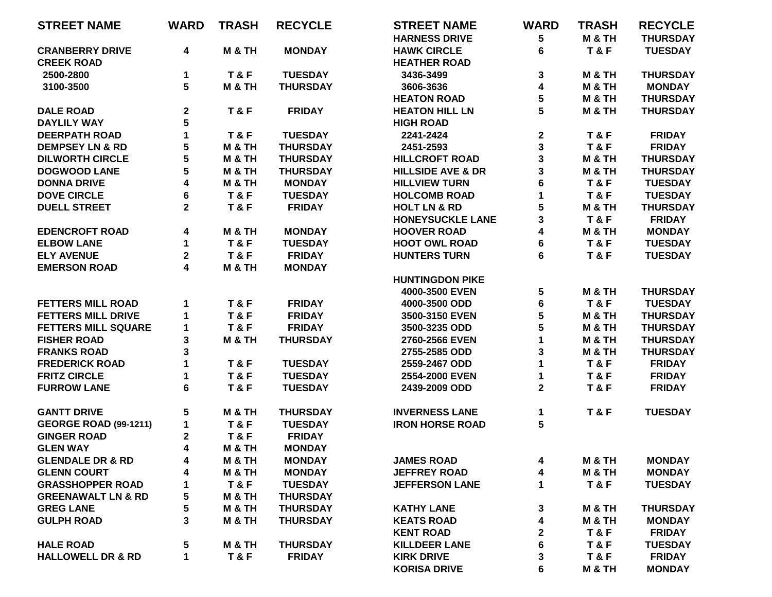| STREET NAME | WARD | TRASH | RECYCLE |
|---|---|---|---|
| CRANBERRY DRIVE | 4 | M & TH | MONDAY |
| CREEK ROAD | | | |
| 2500-2800 | 1 | T & F | TUESDAY |
| 3100-3500 | 5 | M & TH | THURSDAY |
| DALE ROAD | 2 | T & F | FRIDAY |
| DAYLILY WAY | 5 | | |
| DEERPATH ROAD | 1 | T & F | TUESDAY |
| DEMPSEY LN & RD | 5 | M & TH | THURSDAY |
| DILWORTH CIRCLE | 5 | M & TH | THURSDAY |
| DOGWOOD LANE | 5 | M & TH | THURSDAY |
| DONNA DRIVE | 4 | M & TH | MONDAY |
| DOVE CIRCLE | 6 | T & F | TUESDAY |
| DUELL STREET | 2 | T & F | FRIDAY |
| EDENCROFT ROAD | 4 | M & TH | MONDAY |
| ELBOW LANE | 1 | T & F | TUESDAY |
| ELY AVENUE | 2 | T & F | FRIDAY |
| EMERSON ROAD | 4 | M & TH | MONDAY |
| FETTERS MILL ROAD | 1 | T & F | FRIDAY |
| FETTERS MILL DRIVE | 1 | T & F | FRIDAY |
| FETTERS MILL SQUARE | 1 | T & F | FRIDAY |
| FISHER ROAD | 3 | M & TH | THURSDAY |
| FRANKS ROAD | 3 | | |
| FREDERICK ROAD | 1 | T & F | TUESDAY |
| FRITZ CIRCLE | 1 | T & F | TUESDAY |
| FURROW LANE | 6 | T & F | TUESDAY |
| GANTT DRIVE | 5 | M & TH | THURSDAY |
| GEORGE ROAD (99-1211) | 1 | T & F | TUESDAY |
| GINGER ROAD | 2 | T & F | FRIDAY |
| GLEN WAY | 4 | M & TH | MONDAY |
| GLENDALE DR & RD | 4 | M & TH | MONDAY |
| GLENN COURT | 4 | M & TH | MONDAY |
| GRASSHOPPER ROAD | 1 | T & F | TUESDAY |
| GREENAWALT LN & RD | 5 | M & TH | THURSDAY |
| GREG LANE | 5 | M & TH | THURSDAY |
| GULPH ROAD | 3 | M & TH | THURSDAY |
| HALE ROAD | 5 | M & TH | THURSDAY |
| HALLOWELL DR & RD | 1 | T & F | FRIDAY |

| STREET NAME | WARD | TRASH | RECYCLE |
|---|---|---|---|
| HARNESS DRIVE | 5 | M & TH | THURSDAY |
| HAWK CIRCLE | 6 | T & F | TUESDAY |
| HEATHER ROAD | | | |
| 3436-3499 | 3 | M & TH | THURSDAY |
| 3606-3636 | 4 | M & TH | MONDAY |
| HEATON ROAD | 5 | M & TH | THURSDAY |
| HEATON HILL LN | 5 | M & TH | THURSDAY |
| HIGH ROAD | | | |
| 2241-2424 | 2 | T & F | FRIDAY |
| 2451-2593 | 3 | T & F | FRIDAY |
| HILLCROFT ROAD | 3 | M & TH | THURSDAY |
| HILLSIDE AVE & DR | 3 | M & TH | THURSDAY |
| HILLVIEW TURN | 6 | T & F | TUESDAY |
| HOLCOMB ROAD | 1 | T & F | TUESDAY |
| HOLT LN & RD | 5 | M & TH | THURSDAY |
| HONEYSUCKLE LANE | 3 | T & F | FRIDAY |
| HOOVER ROAD | 4 | M & TH | MONDAY |
| HOOT OWL ROAD | 6 | T & F | TUESDAY |
| HUNTERS TURN | 6 | T & F | TUESDAY |
| HUNTINGDON PIKE | | | |
| 4000-3500 EVEN | 5 | M & TH | THURSDAY |
| 4000-3500 ODD | 6 | T & F | TUESDAY |
| 3500-3150 EVEN | 5 | M & TH | THURSDAY |
| 3500-3235 ODD | 5 | M & TH | THURSDAY |
| 2760-2566 EVEN | 1 | M & TH | THURSDAY |
| 2755-2585 ODD | 3 | M & TH | THURSDAY |
| 2559-2467 ODD | 1 | T & F | FRIDAY |
| 2554-2000 EVEN | 1 | T & F | FRIDAY |
| 2439-2009 ODD | 2 | T & F | FRIDAY |
| INVERNESS LANE | 1 | T & F | TUESDAY |
| IRON HORSE ROAD | 5 | | |
| JAMES ROAD | 4 | M & TH | MONDAY |
| JEFFREY ROAD | 4 | M & TH | MONDAY |
| JEFFERSON LANE | 1 | T & F | TUESDAY |
| KATHY LANE | 3 | M & TH | THURSDAY |
| KEATS ROAD | 4 | M & TH | MONDAY |
| KENT ROAD | 2 | T & F | FRIDAY |
| KILLDEER LANE | 6 | T & F | TUESDAY |
| KIRK DRIVE | 3 | T & F | FRIDAY |
| KORISA DRIVE | 6 | M & TH | MONDAY |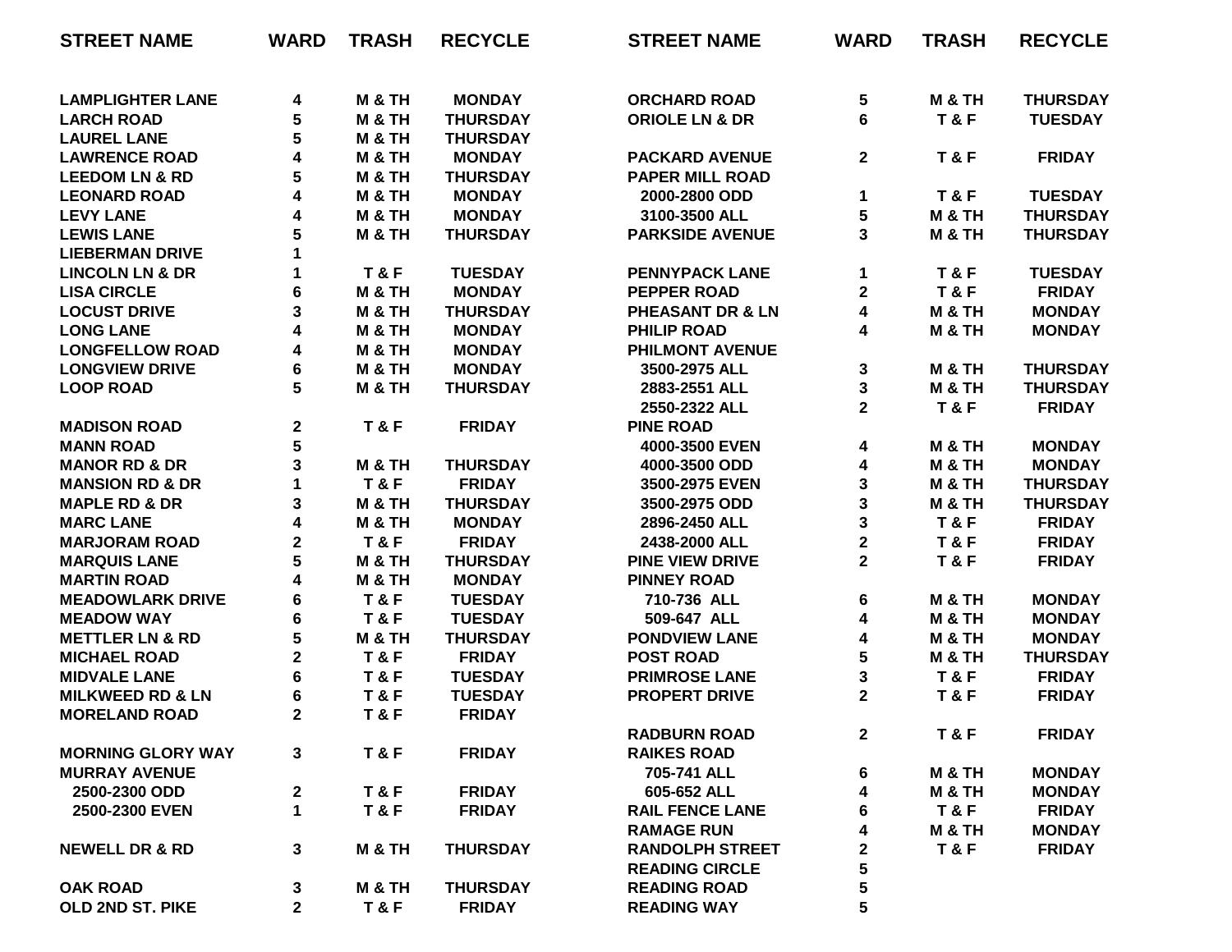| STREET NAME | WARD | TRASH | RECYCLE |
|---|---|---|---|
| LAMPLIGHTER LANE | 4 | M & TH | MONDAY |
| LARCH ROAD | 5 | M & TH | THURSDAY |
| LAUREL LANE | 5 | M & TH | THURSDAY |
| LAWRENCE ROAD | 4 | M & TH | MONDAY |
| LEEDOM LN & RD | 5 | M & TH | THURSDAY |
| LEONARD ROAD | 4 | M & TH | MONDAY |
| LEVY LANE | 4 | M & TH | MONDAY |
| LEWIS LANE | 5 | M & TH | THURSDAY |
| LIEBERMAN DRIVE | 1 | | |
| LINCOLN LN & DR | 1 | T & F | TUESDAY |
| LISA CIRCLE | 6 | M & TH | MONDAY |
| LOCUST DRIVE | 3 | M & TH | THURSDAY |
| LONG LANE | 4 | M & TH | MONDAY |
| LONGFELLOW ROAD | 4 | M & TH | MONDAY |
| LONGVIEW DRIVE | 6 | M & TH | MONDAY |
| LOOP ROAD | 5 | M & TH | THURSDAY |
| MADISON ROAD | 2 | T & F | FRIDAY |
| MANN ROAD | 5 | | |
| MANOR RD & DR | 3 | M & TH | THURSDAY |
| MANSION RD & DR | 1 | T & F | FRIDAY |
| MAPLE RD & DR | 3 | M & TH | THURSDAY |
| MARC LANE | 4 | M & TH | MONDAY |
| MARJORAM ROAD | 2 | T & F | FRIDAY |
| MARQUIS LANE | 5 | M & TH | THURSDAY |
| MARTIN ROAD | 4 | M & TH | MONDAY |
| MEADOWLARK DRIVE | 6 | T & F | TUESDAY |
| MEADOW WAY | 6 | T & F | TUESDAY |
| METTLER LN & RD | 5 | M & TH | THURSDAY |
| MICHAEL ROAD | 2 | T & F | FRIDAY |
| MIDVALE LANE | 6 | T & F | TUESDAY |
| MILKWEED RD & LN | 6 | T & F | TUESDAY |
| MORELAND ROAD | 2 | T & F | FRIDAY |
| MORNING GLORY WAY | 3 | T & F | FRIDAY |
| MURRAY AVENUE | | | |
| 2500-2300 ODD | 2 | T & F | FRIDAY |
| 2500-2300 EVEN | 1 | T & F | FRIDAY |
| NEWELL DR & RD | 3 | M & TH | THURSDAY |
| OAK ROAD | 3 | M & TH | THURSDAY |
| OLD 2ND ST. PIKE | 2 | T & F | FRIDAY |
| ORCHARD ROAD | 5 | M & TH | THURSDAY |
| ORIOLE LN & DR | 6 | T & F | TUESDAY |
| PACKARD AVENUE | 2 | T & F | FRIDAY |
| PAPER MILL ROAD | | | |
| 2000-2800 ODD | 1 | T & F | TUESDAY |
| 3100-3500 ALL | 5 | M & TH | THURSDAY |
| PARKSIDE AVENUE | 3 | M & TH | THURSDAY |
| PENNYPACK LANE | 1 | T & F | TUESDAY |
| PEPPER ROAD | 2 | T & F | FRIDAY |
| PHEASANT DR & LN | 4 | M & TH | MONDAY |
| PHILIP ROAD | 4 | M & TH | MONDAY |
| PHILMONT AVENUE | | | |
| 3500-2975 ALL | 3 | M & TH | THURSDAY |
| 2883-2551 ALL | 3 | M & TH | THURSDAY |
| 2550-2322 ALL | 2 | T & F | FRIDAY |
| PINE ROAD | | | |
| 4000-3500 EVEN | 4 | M & TH | MONDAY |
| 4000-3500 ODD | 4 | M & TH | MONDAY |
| 3500-2975 EVEN | 3 | M & TH | THURSDAY |
| 3500-2975 ODD | 3 | M & TH | THURSDAY |
| 2896-2450 ALL | 3 | T & F | FRIDAY |
| 2438-2000 ALL | 2 | T & F | FRIDAY |
| PINE VIEW DRIVE | 2 | T & F | FRIDAY |
| PINNEY ROAD | | | |
| 710-736 ALL | 6 | M & TH | MONDAY |
| 509-647 ALL | 4 | M & TH | MONDAY |
| PONDVIEW LANE | 4 | M & TH | MONDAY |
| POST ROAD | 5 | M & TH | THURSDAY |
| PRIMROSE LANE | 3 | T & F | FRIDAY |
| PROPERT DRIVE | 2 | T & F | FRIDAY |
| RADBURN ROAD | 2 | T & F | FRIDAY |
| RAIKES ROAD | | | |
| 705-741 ALL | 6 | M & TH | MONDAY |
| 605-652 ALL | 4 | M & TH | MONDAY |
| RAIL FENCE LANE | 6 | T & F | FRIDAY |
| RAMAGE RUN | 4 | M & TH | MONDAY |
| RANDOLPH STREET | 2 | T & F | FRIDAY |
| READING CIRCLE | 5 | | |
| READING ROAD | 5 | | |
| READING WAY | 5 | | |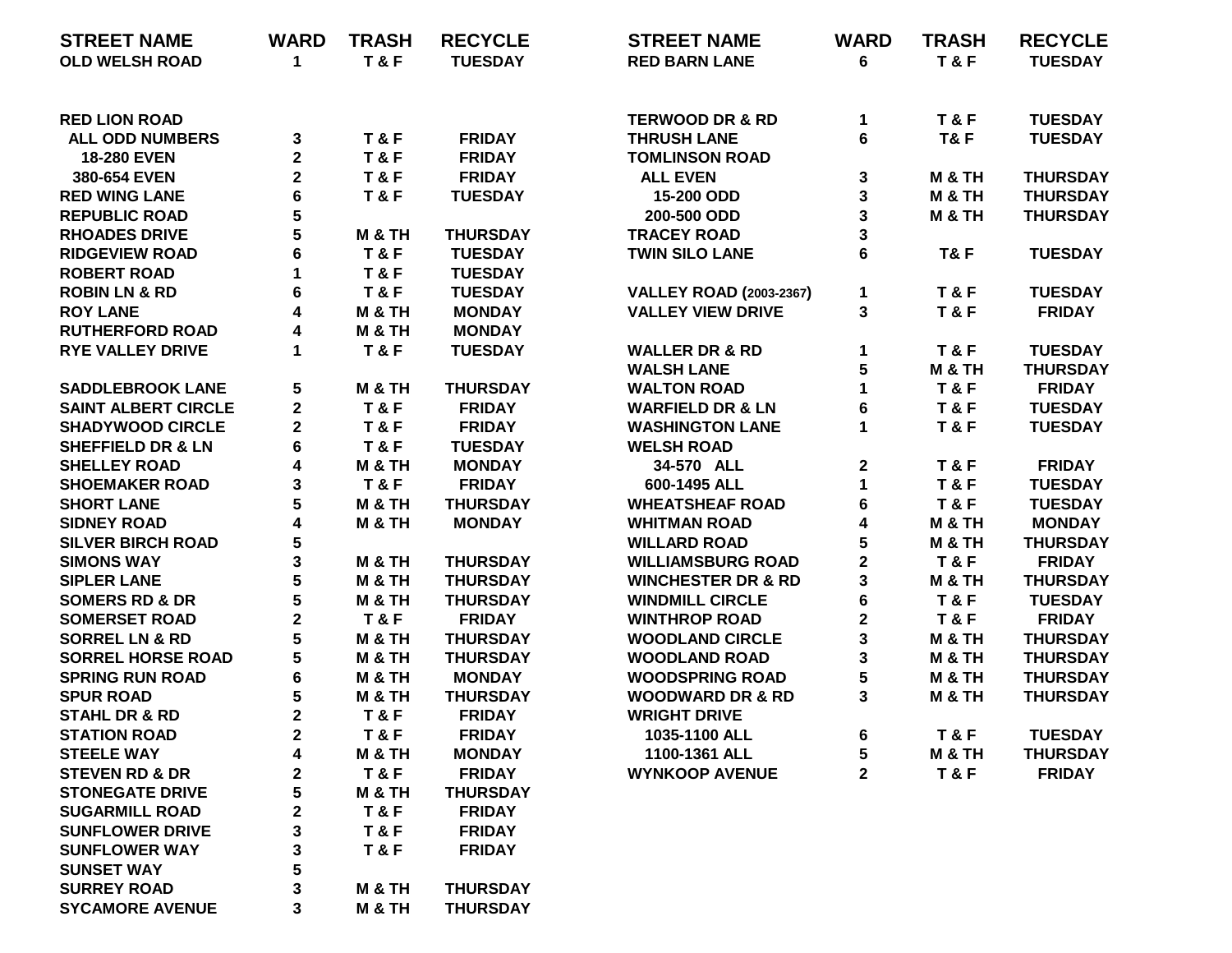| STREET NAME | WARD | TRASH | RECYCLE |
|---|---|---|---|
| OLD WELSH ROAD | 1 | T & F | TUESDAY |
| | | | |
| RED LION ROAD | | | |
| ALL ODD NUMBERS | 3 | T & F | FRIDAY |
| 18-280 EVEN | 2 | T & F | FRIDAY |
| 380-654 EVEN | 2 | T & F | FRIDAY |
| RED WING LANE | 6 | T & F | TUESDAY |
| REPUBLIC ROAD | 5 | | |
| RHOADES DRIVE | 5 | M & TH | THURSDAY |
| RIDGEVIEW ROAD | 6 | T & F | TUESDAY |
| ROBERT ROAD | 1 | T & F | TUESDAY |
| ROBIN LN & RD | 6 | T & F | TUESDAY |
| ROY LANE | 4 | M & TH | MONDAY |
| RUTHERFORD ROAD | 4 | M & TH | MONDAY |
| RYE VALLEY DRIVE | 1 | T & F | TUESDAY |
| | | | |
| SADDLEBROOK LANE | 5 | M & TH | THURSDAY |
| SAINT ALBERT CIRCLE | 2 | T & F | FRIDAY |
| SHADYWOOD CIRCLE | 2 | T & F | FRIDAY |
| SHEFFIELD DR & LN | 6 | T & F | TUESDAY |
| SHELLEY ROAD | 4 | M & TH | MONDAY |
| SHOEMAKER ROAD | 3 | T & F | FRIDAY |
| SHORT LANE | 5 | M & TH | THURSDAY |
| SIDNEY ROAD | 4 | M & TH | MONDAY |
| SILVER BIRCH ROAD | 5 | | |
| SIMONS WAY | 3 | M & TH | THURSDAY |
| SIPLER LANE | 5 | M & TH | THURSDAY |
| SOMERS RD & DR | 5 | M & TH | THURSDAY |
| SOMERSET ROAD | 2 | T & F | FRIDAY |
| SORREL LN & RD | 5 | M & TH | THURSDAY |
| SORREL HORSE ROAD | 5 | M & TH | THURSDAY |
| SPRING RUN ROAD | 6 | M & TH | MONDAY |
| SPUR ROAD | 5 | M & TH | THURSDAY |
| STAHL DR & RD | 2 | T & F | FRIDAY |
| STATION ROAD | 2 | T & F | FRIDAY |
| STEELE WAY | 4 | M & TH | MONDAY |
| STEVEN RD & DR | 2 | T & F | FRIDAY |
| STONEGATE DRIVE | 5 | M & TH | THURSDAY |
| SUGARMILL ROAD | 2 | T & F | FRIDAY |
| SUNFLOWER DRIVE | 3 | T & F | FRIDAY |
| SUNFLOWER WAY | 3 | T & F | FRIDAY |
| SUNSET WAY | 5 | | |
| SURREY ROAD | 3 | M & TH | THURSDAY |
| SYCAMORE AVENUE | 3 | M & TH | THURSDAY |

| STREET NAME | WARD | TRASH | RECYCLE |
|---|---|---|---|
| RED BARN LANE | 6 | T & F | TUESDAY |
| | | | |
| TERWOOD DR & RD | 1 | T & F | TUESDAY |
| THRUSH LANE | 6 | T& F | TUESDAY |
| TOMLINSON ROAD | | | |
| ALL EVEN | 3 | M & TH | THURSDAY |
| 15-200 ODD | 3 | M & TH | THURSDAY |
| 200-500 ODD | 3 | M & TH | THURSDAY |
| TRACEY ROAD | 3 | | |
| TWIN SILO LANE | 6 | T& F | TUESDAY |
| | | | |
| VALLEY ROAD (2003-2367) | 1 | T & F | TUESDAY |
| VALLEY VIEW DRIVE | 3 | T & F | FRIDAY |
| | | | |
| WALLER DR & RD | 1 | T & F | TUESDAY |
| WALSH LANE | 5 | M & TH | THURSDAY |
| WALTON ROAD | 1 | T & F | FRIDAY |
| WARFIELD DR & LN | 6 | T & F | TUESDAY |
| WASHINGTON LANE | 1 | T & F | TUESDAY |
| WELSH ROAD | | | |
| 34-570 ALL | 2 | T & F | FRIDAY |
| 600-1495 ALL | 1 | T & F | TUESDAY |
| WHEATSHEAF ROAD | 6 | T & F | TUESDAY |
| WHITMAN ROAD | 4 | M & TH | MONDAY |
| WILLARD ROAD | 5 | M & TH | THURSDAY |
| WILLIAMSBURG ROAD | 2 | T & F | FRIDAY |
| WINCHESTER DR & RD | 3 | M & TH | THURSDAY |
| WINDMILL CIRCLE | 6 | T & F | TUESDAY |
| WINTHROP ROAD | 2 | T & F | FRIDAY |
| WOODLAND CIRCLE | 3 | M & TH | THURSDAY |
| WOODLAND ROAD | 3 | M & TH | THURSDAY |
| WOODSPRING ROAD | 5 | M & TH | THURSDAY |
| WOODWARD DR & RD | 3 | M & TH | THURSDAY |
| WRIGHT DRIVE | | | |
| 1035-1100 ALL | 6 | T & F | TUESDAY |
| 1100-1361 ALL | 5 | M & TH | THURSDAY |
| WYNKOOP AVENUE | 2 | T & F | FRIDAY |